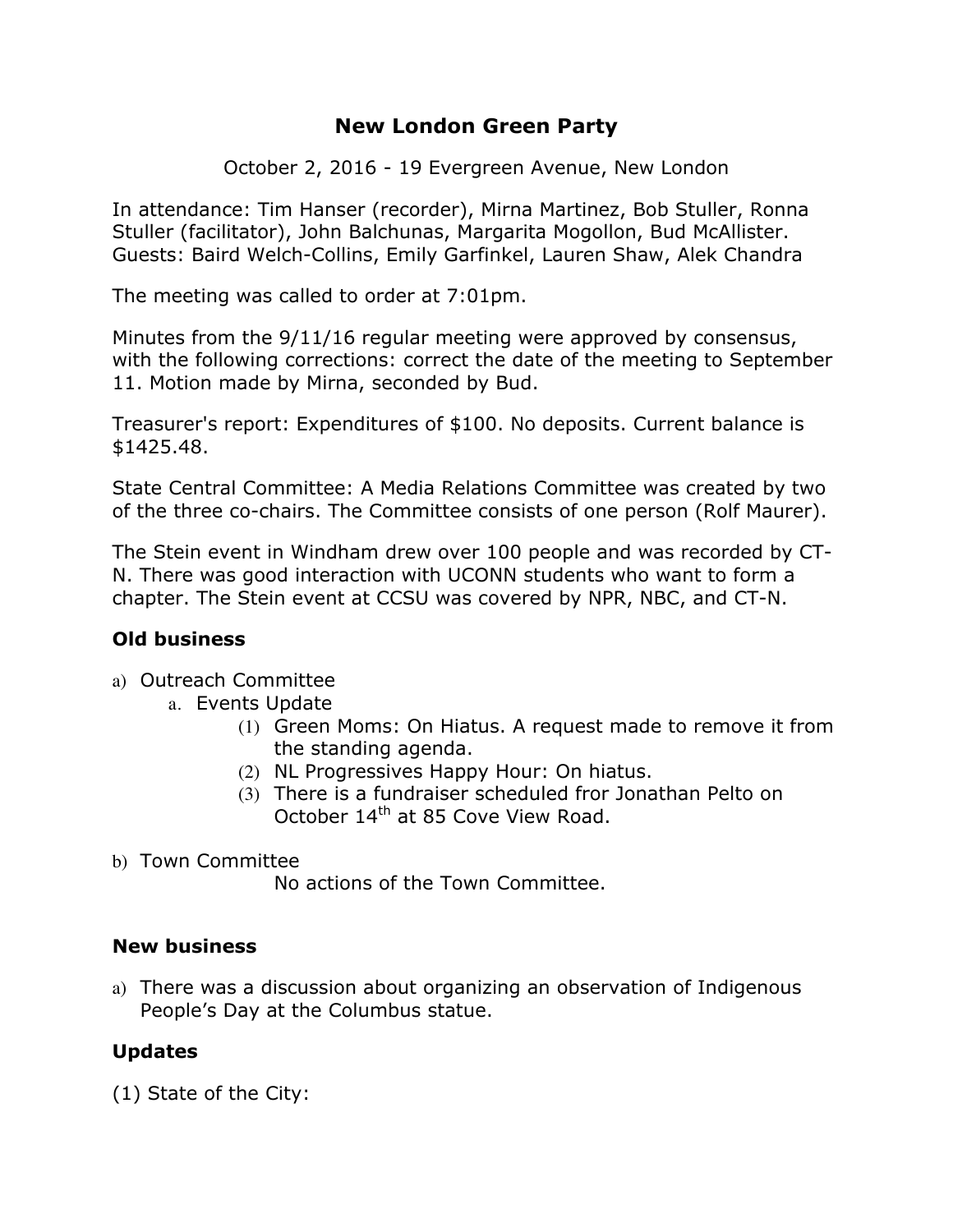# New London Green Party

October 2, 2016 - 19 Evergreen Avenue, New London

In attendance: Tim Hanser (recorder), Mirna Martinez, Bob Stuller, Ronna Stuller (facilitator), John Balchunas, Margarita Mogollon, Bud McAllister. Guests: Baird Welch-Collins, Emily Garfinkel, Lauren Shaw, Alek Chandra

The meeting was called to order at 7:01pm.

Minutes from the 9/11/16 regular meeting were approved by consensus, with the following corrections: correct the date of the meeting to September 11. Motion made by Mirna, seconded by Bud.

Treasurer's report: Expenditures of $100. No deposits. Current balance is $1425.48.

State Central Committee: A Media Relations Committee was created by two of the three co-chairs. The Committee consists of one person (Rolf Maurer).

The Stein event in Windham drew over 100 people and was recorded by CT-N. There was good interaction with UCONN students who want to form a chapter. The Stein event at CCSU was covered by NPR, NBC, and CT-N.

## Old business

a) Outreach Committee
   a. Events Update
      (1) Green Moms: On Hiatus. A request made to remove it from the standing agenda.
      (2) NL Progressives Happy Hour: On hiatus.
      (3) There is a fundraiser scheduled fror Jonathan Pelto on October 14th at 85 Cove View Road.

b) Town Committee

   No actions of the Town Committee.

## New business

a) There was a discussion about organizing an observation of Indigenous People's Day at the Columbus statue.

## Updates

(1) State of the City: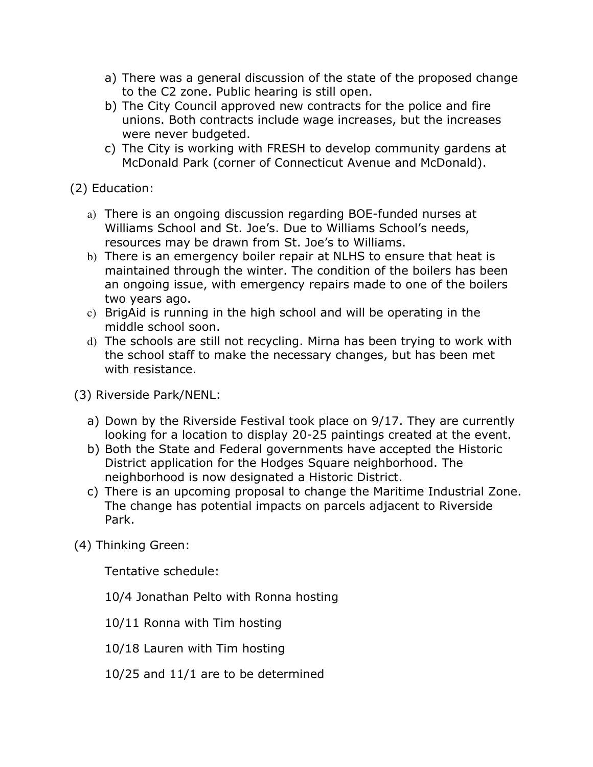a) There was a general discussion of the state of the proposed change to the C2 zone. Public hearing is still open.
b) The City Council approved new contracts for the police and fire unions. Both contracts include wage increases, but the increases were never budgeted.
c) The City is working with FRESH to develop community gardens at McDonald Park (corner of Connecticut Avenue and McDonald).

(2) Education:

a) There is an ongoing discussion regarding BOE-funded nurses at Williams School and St. Joe's. Due to Williams School's needs, resources may be drawn from St. Joe's to Williams.
b) There is an emergency boiler repair at NLHS to ensure that heat is maintained through the winter. The condition of the boilers has been an ongoing issue, with emergency repairs made to one of the boilers two years ago.
c) BrigAid is running in the high school and will be operating in the middle school soon.
d) The schools are still not recycling. Mirna has been trying to work with the school staff to make the necessary changes, but has been met with resistance.

(3) Riverside Park/NENL:

a) Down by the Riverside Festival took place on 9/17. They are currently looking for a location to display 20-25 paintings created at the event.
b) Both the State and Federal governments have accepted the Historic District application for the Hodges Square neighborhood. The neighborhood is now designated a Historic District.
c) There is an upcoming proposal to change the Maritime Industrial Zone. The change has potential impacts on parcels adjacent to Riverside Park.

(4) Thinking Green:

Tentative schedule:

10/4 Jonathan Pelto with Ronna hosting

10/11 Ronna with Tim hosting

10/18 Lauren with Tim hosting

10/25 and 11/1 are to be determined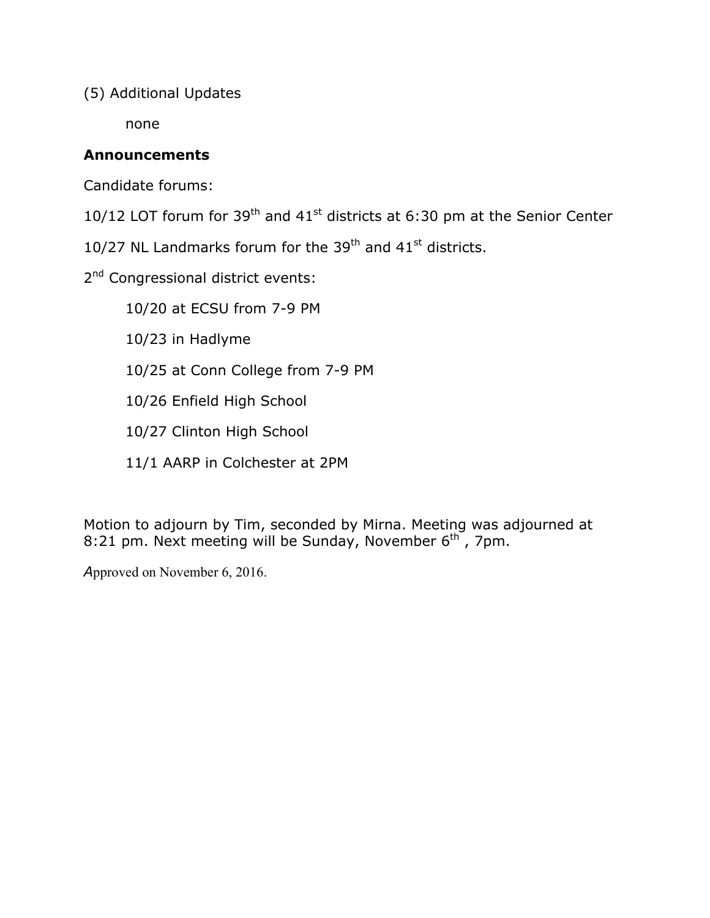(5) Additional Updates

none

**Announcements**

Candidate forums:

10/12 LOT forum for 39th and 41st districts at 6:30 pm at the Senior Center

10/27 NL Landmarks forum for the 39th and 41st districts.

2nd Congressional district events:

- 10/20 at ECSU from 7-9 PM
- 10/23 in Hadlyme
- 10/25 at Conn College from 7-9 PM
- 10/26 Enfield High School
- 10/27 Clinton High School
- 11/1 AARP in Colchester at 2PM

Motion to adjourn by Tim, seconded by Mirna. Meeting was adjourned at 8:21 pm. Next meeting will be Sunday, November 6th , 7pm.

Approved on November 6, 2016.